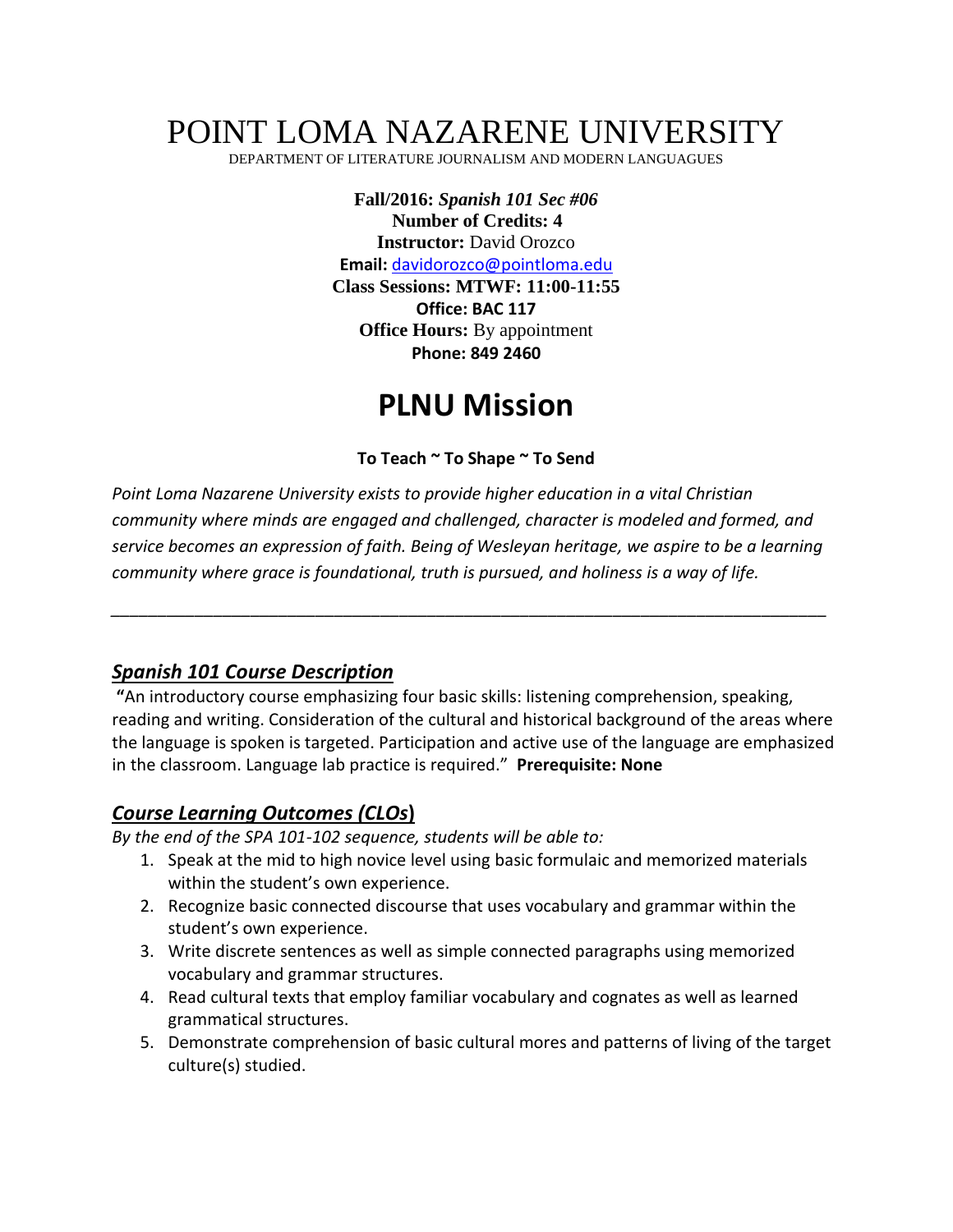# POINT LOMA NAZARENE UNIVERSITY

DEPARTMENT OF LITERATURE JOURNALISM AND MODERN LANGUAGUES

**Fall/2016:** ***Spanish 101 Sec #06***
**Number of Credits: 4**
**Instructor:** David Orozco
**Email:** davidorozco@pointloma.edu
**Class Sessions: MTWF: 11:00-11:55**
**Office: BAC 117**
**Office Hours:** By appointment
**Phone: 849 2460**

# PLNU Mission

**To Teach ~ To Shape ~ To Send**

*Point Loma Nazarene University exists to provide higher education in a vital Christian community where minds are engaged and challenged, character is modeled and formed, and service becomes an expression of faith. Being of Wesleyan heritage, we aspire to be a learning community where grace is foundational, truth is pursued, and holiness is a way of life.*

---

## *Spanish 101 Course Description*

**"**An introductory course emphasizing four basic skills: listening comprehension, speaking, reading and writing. Consideration of the cultural and historical background of the areas where the language is spoken is targeted. Participation and active use of the language are emphasized in the classroom. Language lab practice is required." **Prerequisite: None**

## *Course Learning Outcomes (CLOs*)

*By the end of the SPA 101-102 sequence, students will be able to:*

1. Speak at the mid to high novice level using basic formulaic and memorized materials within the student's own experience.
2. Recognize basic connected discourse that uses vocabulary and grammar within the student's own experience.
3. Write discrete sentences as well as simple connected paragraphs using memorized vocabulary and grammar structures.
4. Read cultural texts that employ familiar vocabulary and cognates as well as learned grammatical structures.
5. Demonstrate comprehension of basic cultural mores and patterns of living of the target culture(s) studied.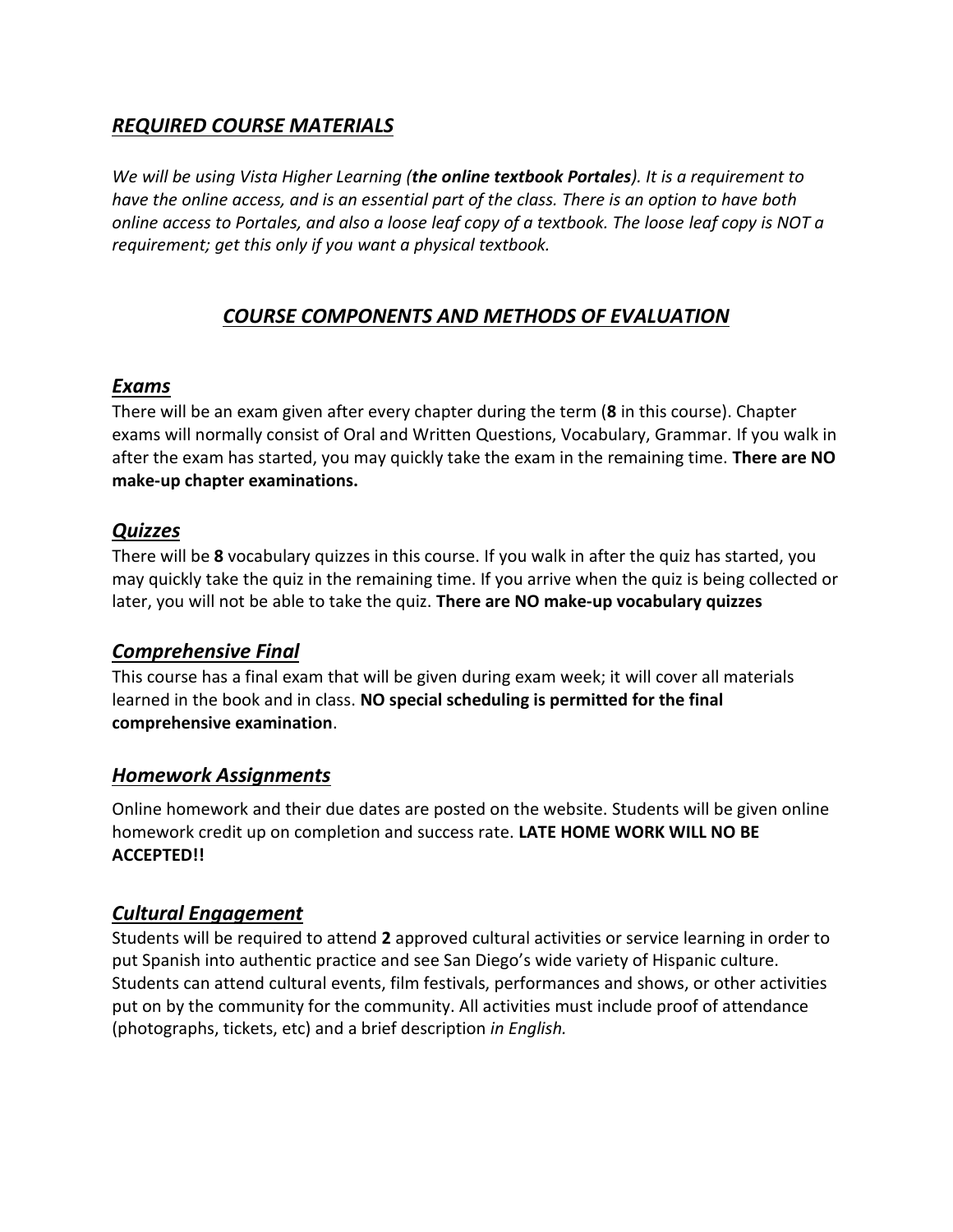## ***REQUIRED COURSE MATERIALS***

*We will be using Vista Higher Learning (**the online textbook Portales**). It is a requirement to have the online access, and is an essential part of the class. There is an option to have both online access to Portales, and also a loose leaf copy of a textbook. The loose leaf copy is NOT a requirement; get this only if you want a physical textbook.*

## ***COURSE COMPONENTS AND METHODS OF EVALUATION***

### ***Exams***

There will be an exam given after every chapter during the term (**8** in this course). Chapter exams will normally consist of Oral and Written Questions, Vocabulary, Grammar. If you walk in after the exam has started, you may quickly take the exam in the remaining time. **There are NO make-up chapter examinations.**

### ***Quizzes***

There will be **8** vocabulary quizzes in this course. If you walk in after the quiz has started, you may quickly take the quiz in the remaining time. If you arrive when the quiz is being collected or later, you will not be able to take the quiz. **There are NO make-up vocabulary quizzes**

### ***Comprehensive Final***

This course has a final exam that will be given during exam week; it will cover all materials learned in the book and in class. **NO special scheduling is permitted for the final comprehensive examination**.

### ***Homework Assignments***

Online homework and their due dates are posted on the website. Students will be given online homework credit up on completion and success rate. **LATE HOME WORK WILL NO BE ACCEPTED!!**

### ***Cultural Engagement***

Students will be required to attend **2** approved cultural activities or service learning in order to put Spanish into authentic practice and see San Diego's wide variety of Hispanic culture. Students can attend cultural events, film festivals, performances and shows, or other activities put on by the community for the community. All activities must include proof of attendance (photographs, tickets, etc) and a brief description *in English.*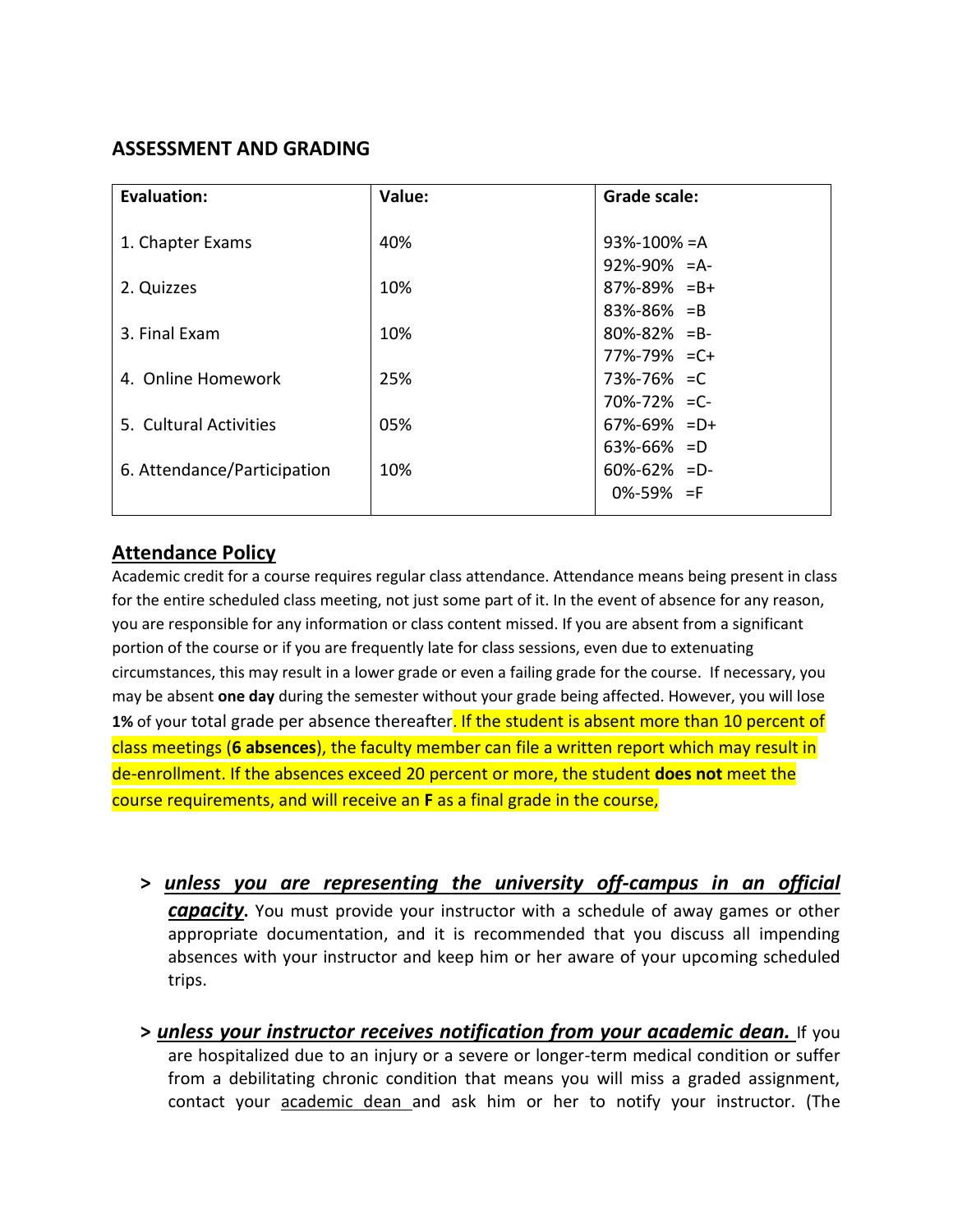## ASSESSMENT AND GRADING

| Evaluation: | Value: | Grade scale: |
|---|---|---|
| 1. Chapter Exams | 40% | 93%-100% =A<br>92%-90% =A- |
| 2. Quizzes | 10% | 87%-89% =B+<br>83%-86% =B |
| 3. Final Exam | 10% | 80%-82% =B-<br>77%-79% =C+ |
| 4. Online Homework | 25% | 73%-76% =C<br>70%-72% =C- |
| 5. Cultural Activities | 05% | 67%-69% =D+<br>63%-66% =D |
| 6. Attendance/Participation | 10% | 60%-62% =D-<br>0%-59% =F |

## Attendance Policy

Academic credit for a course requires regular class attendance. Attendance means being present in class for the entire scheduled class meeting, not just some part of it. In the event of absence for any reason, you are responsible for any information or class content missed. If you are absent from a significant portion of the course or if you are frequently late for class sessions, even due to extenuating circumstances, this may result in a lower grade or even a failing grade for the course. If necessary, you may be absent **one day** during the semester without your grade being affected. However, you will lose **1%** of your total grade per absence thereafter. If the student is absent more than 10 percent of class meetings (**6 absences**), the faculty member can file a written report which may result in de-enrollment. If the absences exceed 20 percent or more, the student **does not** meet the course requirements, and will receive an **F** as a final grade in the course,

> ***unless you are representing the university off-campus in an official capacity***. You must provide your instructor with a schedule of away games or other appropriate documentation, and it is recommended that you discuss all impending absences with your instructor and keep him or her aware of your upcoming scheduled trips.

> ***unless your instructor receives notification from your academic dean.*** If you are hospitalized due to an injury or a severe or longer-term medical condition or suffer from a debilitating chronic condition that means you will miss a graded assignment, contact your academic dean and ask him or her to notify your instructor. (The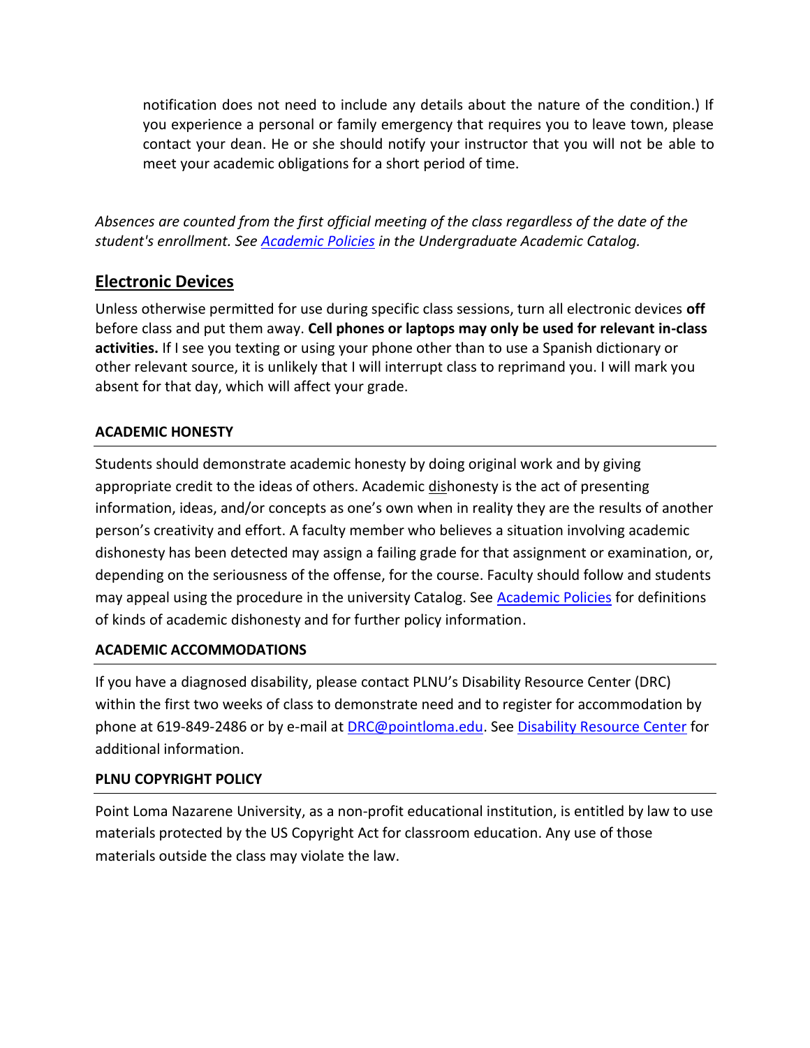notification does not need to include any details about the nature of the condition.) If you experience a personal or family emergency that requires you to leave town, please contact your dean. He or she should notify your instructor that you will not be able to meet your academic obligations for a short period of time.

*Absences are counted from the first official meeting of the class regardless of the date of the student's enrollment. See [Academic Policies](#) in the Undergraduate Academic Catalog.*

## Electronic Devices

Unless otherwise permitted for use during specific class sessions, turn all electronic devices **off** before class and put them away. **Cell phones or laptops may only be used for relevant in-class activities.** If I see you texting or using your phone other than to use a Spanish dictionary or other relevant source, it is unlikely that I will interrupt class to reprimand you. I will mark you absent for that day, which will affect your grade.

### ACADEMIC HONESTY

Students should demonstrate academic honesty by doing original work and by giving appropriate credit to the ideas of others. Academic dishonesty is the act of presenting information, ideas, and/or concepts as one's own when in reality they are the results of another person's creativity and effort. A faculty member who believes a situation involving academic dishonesty has been detected may assign a failing grade for that assignment or examination, or, depending on the seriousness of the offense, for the course. Faculty should follow and students may appeal using the procedure in the university Catalog. See [Academic Policies](#) for definitions of kinds of academic dishonesty and for further policy information.

### ACADEMIC ACCOMMODATIONS

If you have a diagnosed disability, please contact PLNU's Disability Resource Center (DRC) within the first two weeks of class to demonstrate need and to register for accommodation by phone at 619-849-2486 or by e-mail at DRC@pointloma.edu. See [Disability Resource Center](#) for additional information.

### PLNU COPYRIGHT POLICY

Point Loma Nazarene University, as a non-profit educational institution, is entitled by law to use materials protected by the US Copyright Act for classroom education. Any use of those materials outside the class may violate the law.